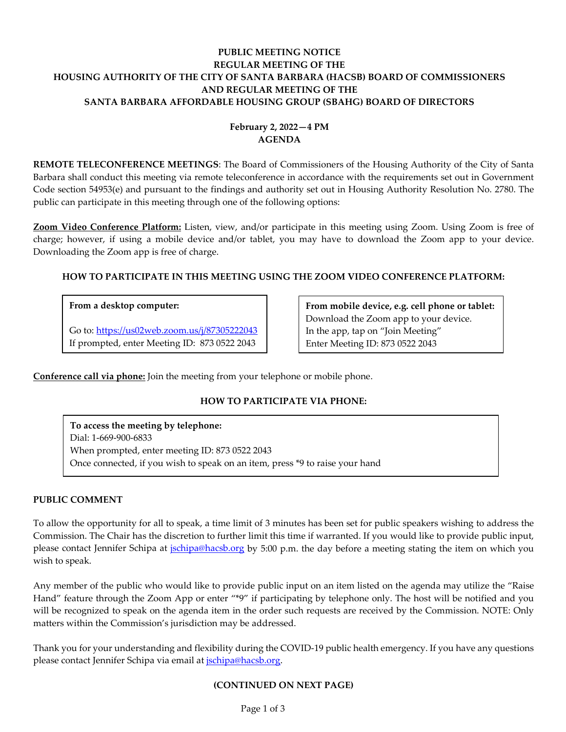**PUBLIC MEETING NOTICE**
**REGULAR MEETING OF THE**
**HOUSING AUTHORITY OF THE CITY OF SANTA BARBARA (HACSB) BOARD OF COMMISSIONERS**
**AND REGULAR MEETING OF THE**
**SANTA BARBARA AFFORDABLE HOUSING GROUP (SBAHG) BOARD OF DIRECTORS**

**February 2, 2022—4 PM**
**AGENDA**

**REMOTE TELECONFERENCE MEETINGS**: The Board of Commissioners of the Housing Authority of the City of Santa Barbara shall conduct this meeting via remote teleconference in accordance with the requirements set out in Government Code section 54953(e) and pursuant to the findings and authority set out in Housing Authority Resolution No. 2780. The public can participate in this meeting through one of the following options:

**Zoom Video Conference Platform:** Listen, view, and/or participate in this meeting using Zoom. Using Zoom is free of charge; however, if using a mobile device and/or tablet, you may have to download the Zoom app to your device. Downloading the Zoom app is free of charge.

**HOW TO PARTICIPATE IN THIS MEETING USING THE ZOOM VIDEO CONFERENCE PLATFORM:**

**From a desktop computer:**

Go to: https://us02web.zoom.us/j/87305222043
If prompted, enter Meeting ID: 873 0522 2043

**From mobile device, e.g. cell phone or tablet:**
Download the Zoom app to your device.
In the app, tap on "Join Meeting"
Enter Meeting ID: 873 0522 2043

**Conference call via phone:** Join the meeting from your telephone or mobile phone.

**HOW TO PARTICIPATE VIA PHONE:**

**To access the meeting by telephone:**
Dial: 1-669-900-6833
When prompted, enter meeting ID: 873 0522 2043
Once connected, if you wish to speak on an item, press *9 to raise your hand

**PUBLIC COMMENT**

To allow the opportunity for all to speak, a time limit of 3 minutes has been set for public speakers wishing to address the Commission. The Chair has the discretion to further limit this time if warranted. If you would like to provide public input, please contact Jennifer Schipa at jschipa@hacsb.org by 5:00 p.m. the day before a meeting stating the item on which you wish to speak.

Any member of the public who would like to provide public input on an item listed on the agenda may utilize the "Raise Hand" feature through the Zoom App or enter "*9" if participating by telephone only. The host will be notified and you will be recognized to speak on the agenda item in the order such requests are received by the Commission. NOTE: Only matters within the Commission's jurisdiction may be addressed.

Thank you for your understanding and flexibility during the COVID-19 public health emergency. If you have any questions please contact Jennifer Schipa via email at jschipa@hacsb.org.

**(CONTINUED ON NEXT PAGE)**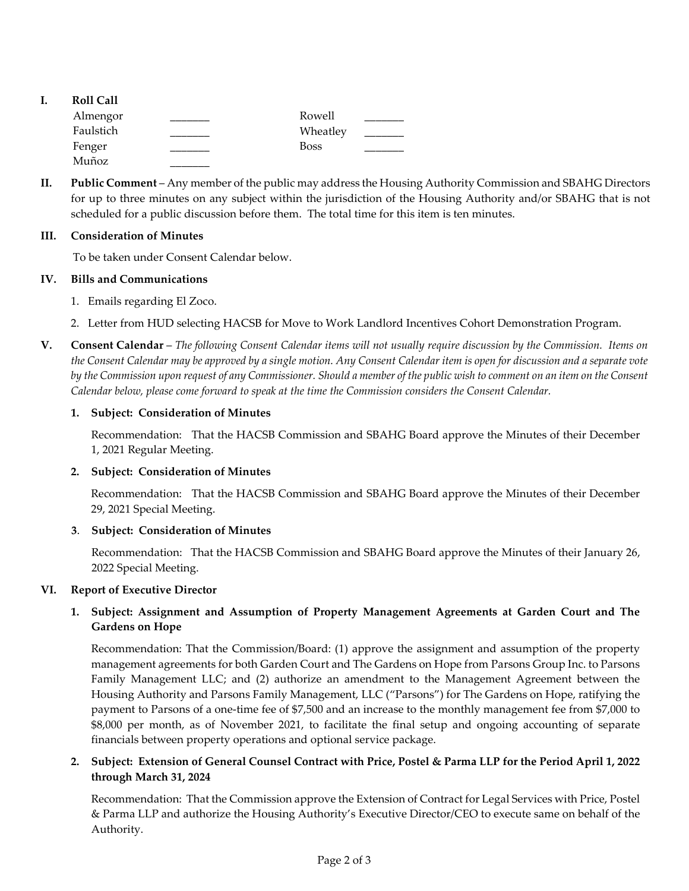## I. Roll Call

| | | | |
|---|---|---|---|
| Almengor | _______ | Rowell | _______ |
| Faulstich | _______ | Wheatley | _______ |
| Fenger | _______ | Boss | _______ |
| Muñoz | _______ | | |

## II. Public Comment

**Public Comment** – Any member of the public may address the Housing Authority Commission and SBAHG Directors for up to three minutes on any subject within the jurisdiction of the Housing Authority and/or SBAHG that is not scheduled for a public discussion before them. The total time for this item is ten minutes.

## III. Consideration of Minutes

To be taken under Consent Calendar below.

## IV. Bills and Communications

1. Emails regarding El Zoco.
2. Letter from HUD selecting HACSB for Move to Work Landlord Incentives Cohort Demonstration Program.

## V. Consent Calendar

**Consent Calendar** – *The following Consent Calendar items will not usually require discussion by the Commission. Items on the Consent Calendar may be approved by a single motion. Any Consent Calendar item is open for discussion and a separate vote by the Commission upon request of any Commissioner. Should a member of the public wish to comment on an item on the Consent Calendar below, please come forward to speak at the time the Commission considers the Consent Calendar.*

**1. Subject: Consideration of Minutes**

Recommendation: That the HACSB Commission and SBAHG Board approve the Minutes of their December 1, 2021 Regular Meeting.

**2. Subject: Consideration of Minutes**

Recommendation: That the HACSB Commission and SBAHG Board approve the Minutes of their December 29, 2021 Special Meeting.

**3. Subject: Consideration of Minutes**

Recommendation: That the HACSB Commission and SBAHG Board approve the Minutes of their January 26, 2022 Special Meeting.

## VI. Report of Executive Director

**1. Subject: Assignment and Assumption of Property Management Agreements at Garden Court and The Gardens on Hope**

Recommendation: That the Commission/Board: (1) approve the assignment and assumption of the property management agreements for both Garden Court and The Gardens on Hope from Parsons Group Inc. to Parsons Family Management LLC; and (2) authorize an amendment to the Management Agreement between the Housing Authority and Parsons Family Management, LLC ("Parsons") for The Gardens on Hope, ratifying the payment to Parsons of a one-time fee of $7,500 and an increase to the monthly management fee from $7,000 to $8,000 per month, as of November 2021, to facilitate the final setup and ongoing accounting of separate financials between property operations and optional service package.

**2. Subject: Extension of General Counsel Contract with Price, Postel & Parma LLP for the Period April 1, 2022 through March 31, 2024**

Recommendation: That the Commission approve the Extension of Contract for Legal Services with Price, Postel & Parma LLP and authorize the Housing Authority's Executive Director/CEO to execute same on behalf of the Authority.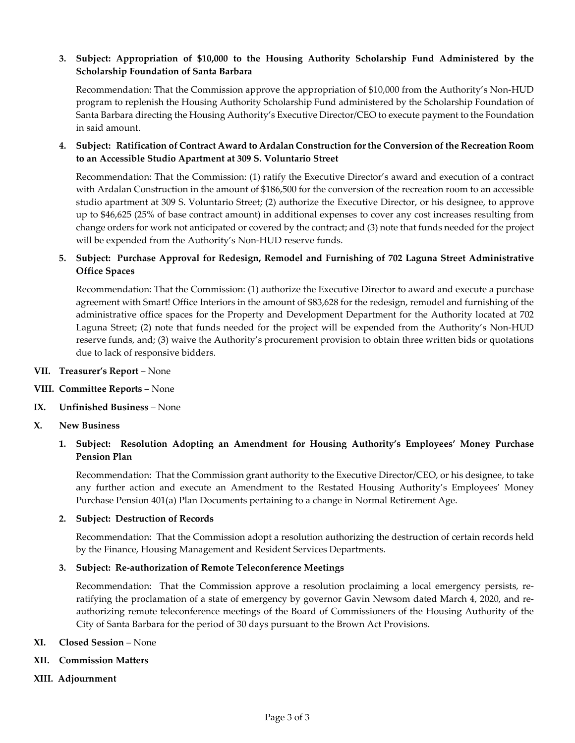3. **Subject: Appropriation of $10,000 to the Housing Authority Scholarship Fund Administered by the Scholarship Foundation of Santa Barbara**

   Recommendation: That the Commission approve the appropriation of $10,000 from the Authority's Non-HUD program to replenish the Housing Authority Scholarship Fund administered by the Scholarship Foundation of Santa Barbara directing the Housing Authority's Executive Director/CEO to execute payment to the Foundation in said amount.

4. **Subject: Ratification of Contract Award to Ardalan Construction for the Conversion of the Recreation Room to an Accessible Studio Apartment at 309 S. Voluntario Street**

   Recommendation: That the Commission: (1) ratify the Executive Director's award and execution of a contract with Ardalan Construction in the amount of $186,500 for the conversion of the recreation room to an accessible studio apartment at 309 S. Voluntario Street; (2) authorize the Executive Director, or his designee, to approve up to $46,625 (25% of base contract amount) in additional expenses to cover any cost increases resulting from change orders for work not anticipated or covered by the contract; and (3) note that funds needed for the project will be expended from the Authority's Non-HUD reserve funds.

5. **Subject: Purchase Approval for Redesign, Remodel and Furnishing of 702 Laguna Street Administrative Office Spaces**

   Recommendation: That the Commission: (1) authorize the Executive Director to award and execute a purchase agreement with Smart! Office Interiors in the amount of $83,628 for the redesign, remodel and furnishing of the administrative office spaces for the Property and Development Department for the Authority located at 702 Laguna Street; (2) note that funds needed for the project will be expended from the Authority's Non-HUD reserve funds, and; (3) waive the Authority's procurement provision to obtain three written bids or quotations due to lack of responsive bidders.

**VII. Treasurer's Report** – None

**VIII. Committee Reports** – None

**IX. Unfinished Business** – None

**X. New Business**

1. **Subject: Resolution Adopting an Amendment for Housing Authority's Employees' Money Purchase Pension Plan**

   Recommendation: That the Commission grant authority to the Executive Director/CEO, or his designee, to take any further action and execute an Amendment to the Restated Housing Authority's Employees' Money Purchase Pension 401(a) Plan Documents pertaining to a change in Normal Retirement Age.

2. **Subject: Destruction of Records**

   Recommendation: That the Commission adopt a resolution authorizing the destruction of certain records held by the Finance, Housing Management and Resident Services Departments.

3. **Subject: Re-authorization of Remote Teleconference Meetings**

   Recommendation: That the Commission approve a resolution proclaiming a local emergency persists, re-ratifying the proclamation of a state of emergency by governor Gavin Newsom dated March 4, 2020, and re-authorizing remote teleconference meetings of the Board of Commissioners of the Housing Authority of the City of Santa Barbara for the period of 30 days pursuant to the Brown Act Provisions.

**XI. Closed Session** – None

**XII. Commission Matters**

**XIII. Adjournment**